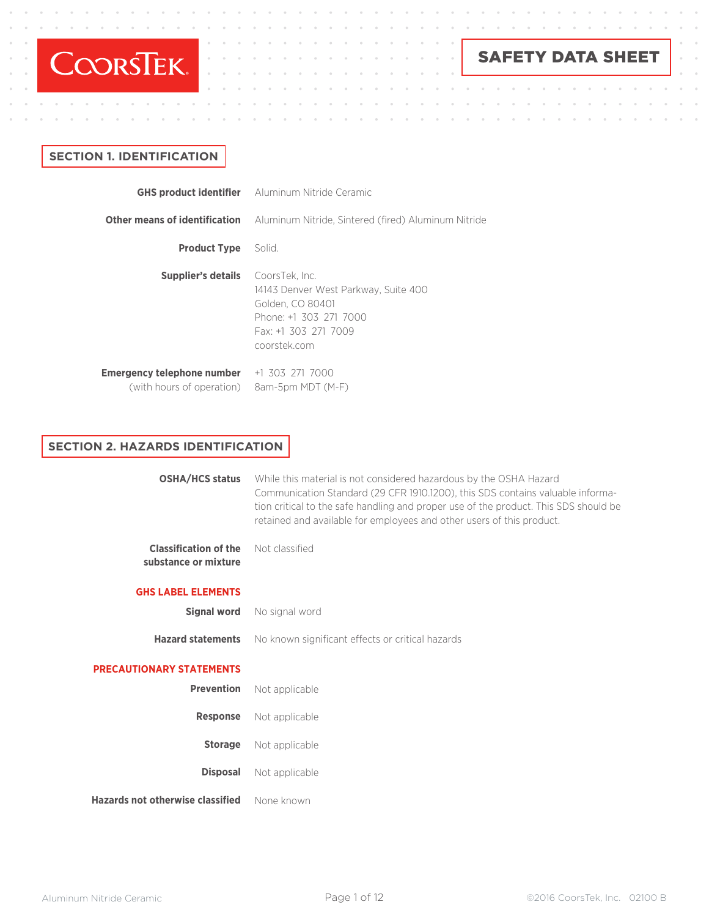CoorsTek

# SAFETY DATA SHEET

## SECTION 1. IDENTIFICATION

**GHS product identifier** Aluminum Nitride Ceramic

**Other means of identification** Aluminum Nitride, Sintered (fired) Aluminum Nitride

**Product Type** Solid.

**Supplier's details**
CoorsTek, Inc.
14143 Denver West Parkway, Suite 400
Golden, CO 80401
Phone: +1 303 271 7000
Fax: +1 303 271 7009
coorstek.com

**Emergency telephone number** (with hours of operation) +1 303 271 7000
8am-5pm MDT (M-F)

## SECTION 2. HAZARDS IDENTIFICATION

**OSHA/HCS status** While this material is not considered hazardous by the OSHA Hazard Communication Standard (29 CFR 1910.1200), this SDS contains valuable information critical to the safe handling and proper use of the product. This SDS should be retained and available for employees and other users of this product.

**Classification of the substance or mixture** Not classified

### GHS LABEL ELEMENTS

**Signal word** No signal word

**Hazard statements** No known significant effects or critical hazards

### PRECAUTIONARY STATEMENTS

**Prevention** Not applicable

**Response** Not applicable

**Storage** Not applicable

**Disposal** Not applicable

**Hazards not otherwise classified** None known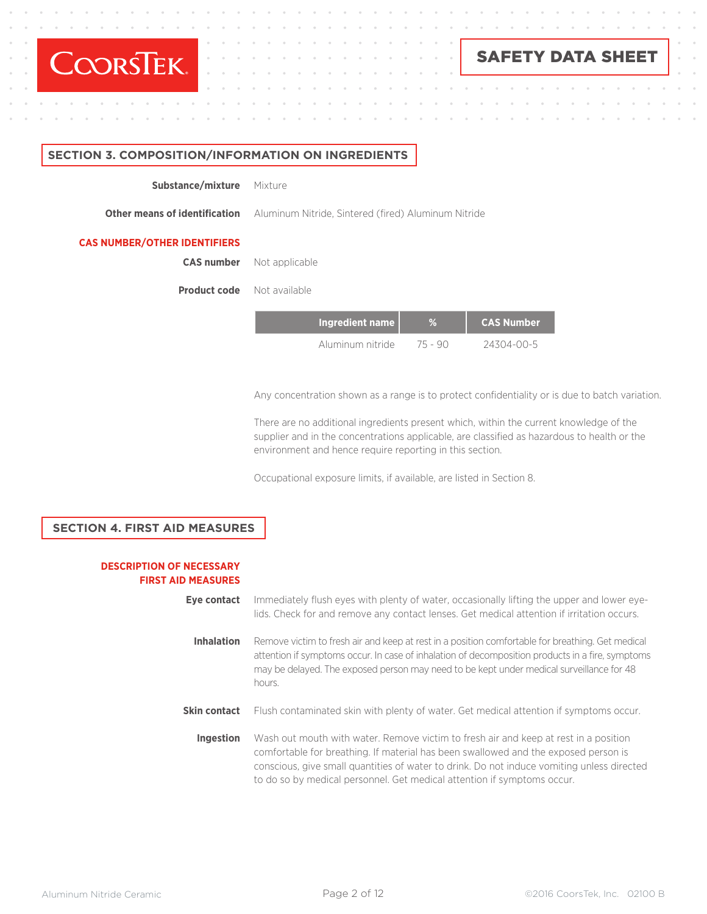## SECTION 3. COMPOSITION/INFORMATION ON INGREDIENTS

**Substance/mixture** Mixture

**Other means of identification** Aluminum Nitride, Sintered (fired) Aluminum Nitride

### CAS NUMBER/OTHER IDENTIFIERS

**CAS number** Not applicable

**Product code** Not available

| Ingredient name | % | CAS Number |
|---|---|---|
| Aluminum nitride | 75 - 90 | 24304-00-5 |

Any concentration shown as a range is to protect confidentiality or is due to batch variation.

There are no additional ingredients present which, within the current knowledge of the supplier and in the concentrations applicable, are classified as hazardous to health or the environment and hence require reporting in this section.

Occupational exposure limits, if available, are listed in Section 8.

## SECTION 4. FIRST AID MEASURES

### DESCRIPTION OF NECESSARY FIRST AID MEASURES

**Eye contact** Immediately flush eyes with plenty of water, occasionally lifting the upper and lower eyelids. Check for and remove any contact lenses. Get medical attention if irritation occurs.

**Inhalation** Remove victim to fresh air and keep at rest in a position comfortable for breathing. Get medical attention if symptoms occur. In case of inhalation of decomposition products in a fire, symptoms may be delayed. The exposed person may need to be kept under medical surveillance for 48 hours.

**Skin contact** Flush contaminated skin with plenty of water. Get medical attention if symptoms occur.

**Ingestion** Wash out mouth with water. Remove victim to fresh air and keep at rest in a position comfortable for breathing. If material has been swallowed and the exposed person is conscious, give small quantities of water to drink. Do not induce vomiting unless directed to do so by medical personnel. Get medical attention if symptoms occur.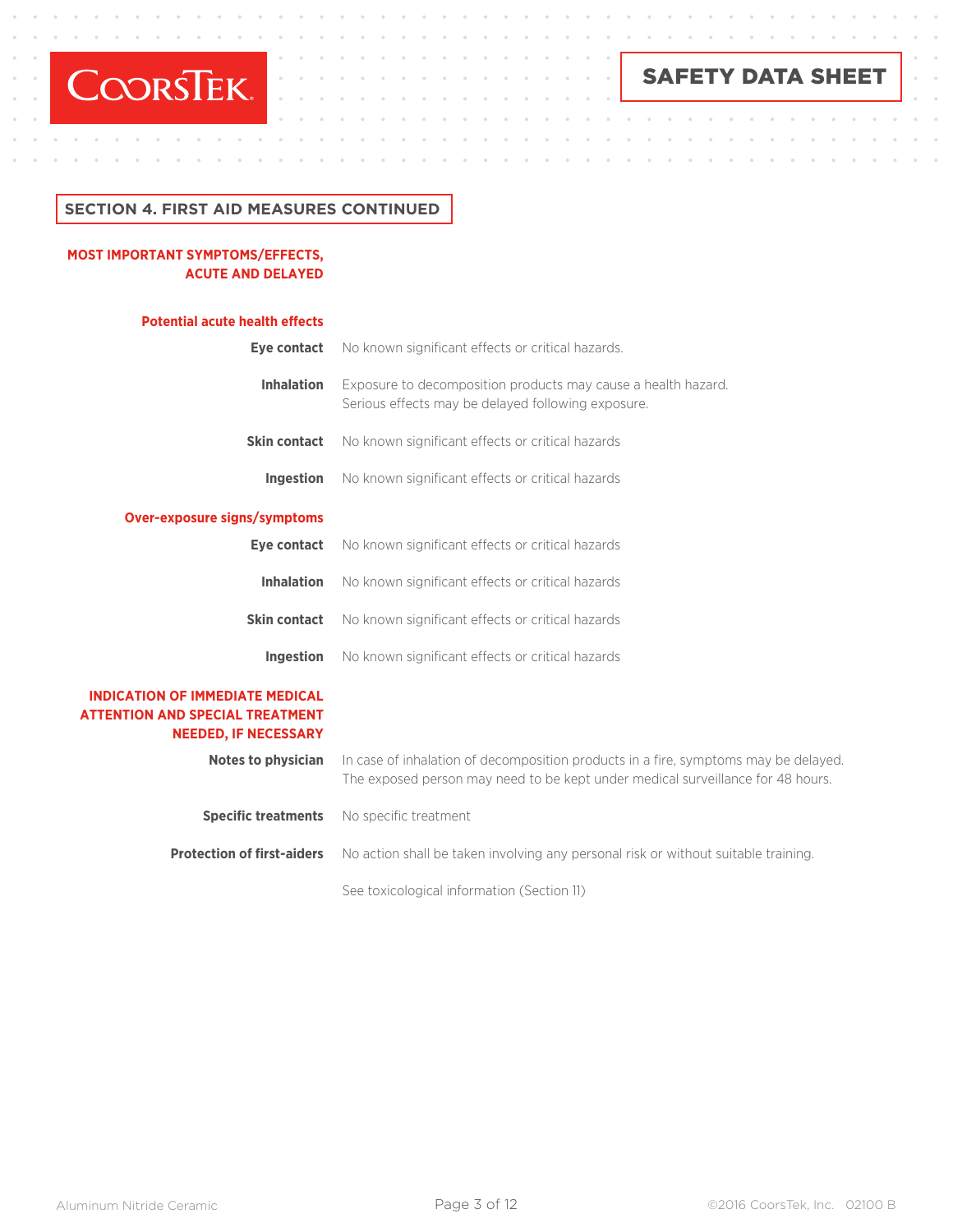## SECTION 4. FIRST AID MEASURES CONTINUED

### MOST IMPORTANT SYMPTOMS/EFFECTS, ACUTE AND DELAYED

#### Potential acute health effects

**Eye contact** No known significant effects or critical hazards.

**Inhalation** Exposure to decomposition products may cause a health hazard. Serious effects may be delayed following exposure.

**Skin contact** No known significant effects or critical hazards

**Ingestion** No known significant effects or critical hazards

#### Over-exposure signs/symptoms

**Eye contact** No known significant effects or critical hazards

**Inhalation** No known significant effects or critical hazards

**Skin contact** No known significant effects or critical hazards

**Ingestion** No known significant effects or critical hazards

### INDICATION OF IMMEDIATE MEDICAL ATTENTION AND SPECIAL TREATMENT NEEDED, IF NECESSARY

**Notes to physician** In case of inhalation of decomposition products in a fire, symptoms may be delayed. The exposed person may need to be kept under medical surveillance for 48 hours.

**Specific treatments** No specific treatment

**Protection of first-aiders** No action shall be taken involving any personal risk or without suitable training.

See toxicological information (Section 11)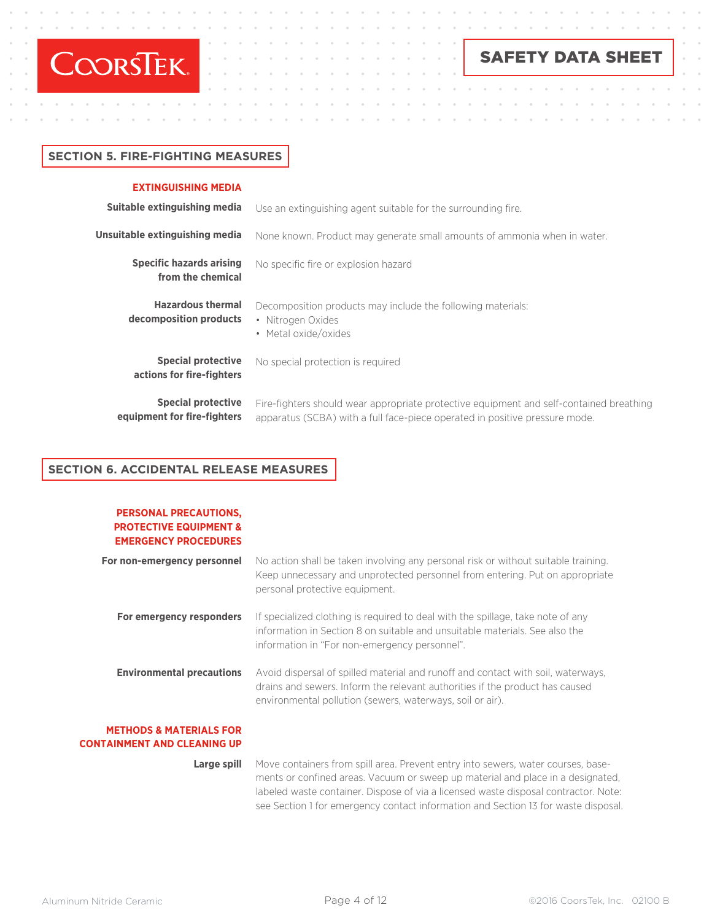## SECTION 5. FIRE-FIGHTING MEASURES

### EXTINGUISHING MEDIA

**Suitable extinguishing media**
Use an extinguishing agent suitable for the surrounding fire.

**Unsuitable extinguishing media**
None known. Product may generate small amounts of ammonia when in water.

**Specific hazards arising from the chemical**
No specific fire or explosion hazard

**Hazardous thermal decomposition products**
Decomposition products may include the following materials:

- Nitrogen Oxides
- Metal oxide/oxides

**Special protective actions for fire-fighters**
No special protection is required

**Special protective equipment for fire-fighters**
Fire-fighters should wear appropriate protective equipment and self-contained breathing apparatus (SCBA) with a full face-piece operated in positive pressure mode.

## SECTION 6. ACCIDENTAL RELEASE MEASURES

### PERSONAL PRECAUTIONS, PROTECTIVE EQUIPMENT & EMERGENCY PROCEDURES

**For non-emergency personnel**
No action shall be taken involving any personal risk or without suitable training. Keep unnecessary and unprotected personnel from entering. Put on appropriate personal protective equipment.

**For emergency responders**
If specialized clothing is required to deal with the spillage, take note of any information in Section 8 on suitable and unsuitable materials. See also the information in "For non-emergency personnel".

**Environmental precautions**
Avoid dispersal of spilled material and runoff and contact with soil, waterways, drains and sewers. Inform the relevant authorities if the product has caused environmental pollution (sewers, waterways, soil or air).

### METHODS & MATERIALS FOR CONTAINMENT AND CLEANING UP

**Large spill**
Move containers from spill area. Prevent entry into sewers, water courses, basements or confined areas. Vacuum or sweep up material and place in a designated, labeled waste container. Dispose of via a licensed waste disposal contractor. Note: see Section 1 for emergency contact information and Section 13 for waste disposal.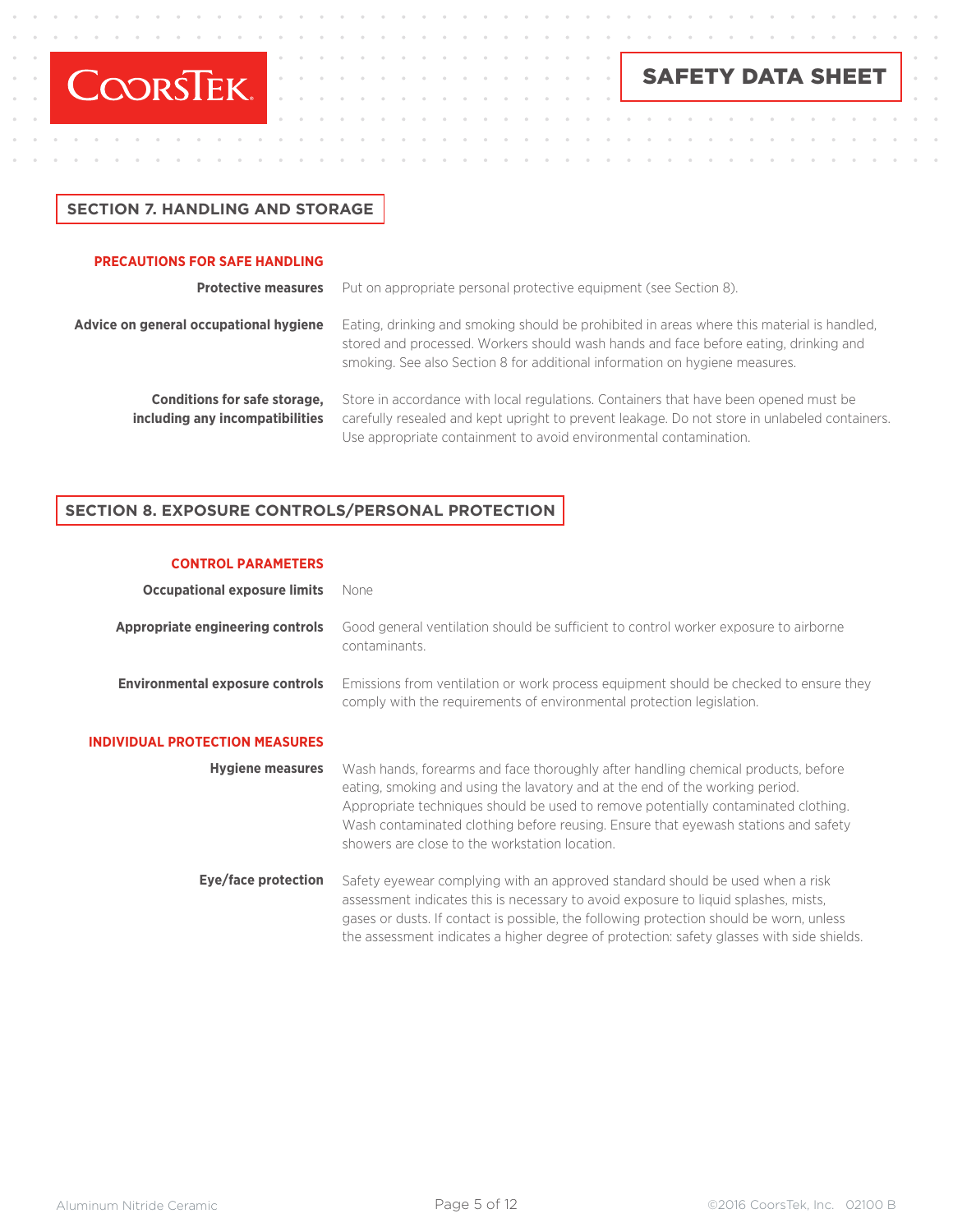## SECTION 7. HANDLING AND STORAGE

### PRECAUTIONS FOR SAFE HANDLING

**Protective measures** Put on appropriate personal protective equipment (see Section 8).

**Advice on general occupational hygiene** Eating, drinking and smoking should be prohibited in areas where this material is handled, stored and processed. Workers should wash hands and face before eating, drinking and smoking. See also Section 8 for additional information on hygiene measures.

**Conditions for safe storage, including any incompatibilities** Store in accordance with local regulations. Containers that have been opened must be carefully resealed and kept upright to prevent leakage. Do not store in unlabeled containers. Use appropriate containment to avoid environmental contamination.

## SECTION 8. EXPOSURE CONTROLS/PERSONAL PROTECTION

### CONTROL PARAMETERS

**Occupational exposure limits** None

**Appropriate engineering controls** Good general ventilation should be sufficient to control worker exposure to airborne contaminants.

**Environmental exposure controls** Emissions from ventilation or work process equipment should be checked to ensure they comply with the requirements of environmental protection legislation.

### INDIVIDUAL PROTECTION MEASURES

**Hygiene measures** Wash hands, forearms and face thoroughly after handling chemical products, before eating, smoking and using the lavatory and at the end of the working period. Appropriate techniques should be used to remove potentially contaminated clothing. Wash contaminated clothing before reusing. Ensure that eyewash stations and safety showers are close to the workstation location.

**Eye/face protection** Safety eyewear complying with an approved standard should be used when a risk assessment indicates this is necessary to avoid exposure to liquid splashes, mists, gases or dusts. If contact is possible, the following protection should be worn, unless the assessment indicates a higher degree of protection: safety glasses with side shields.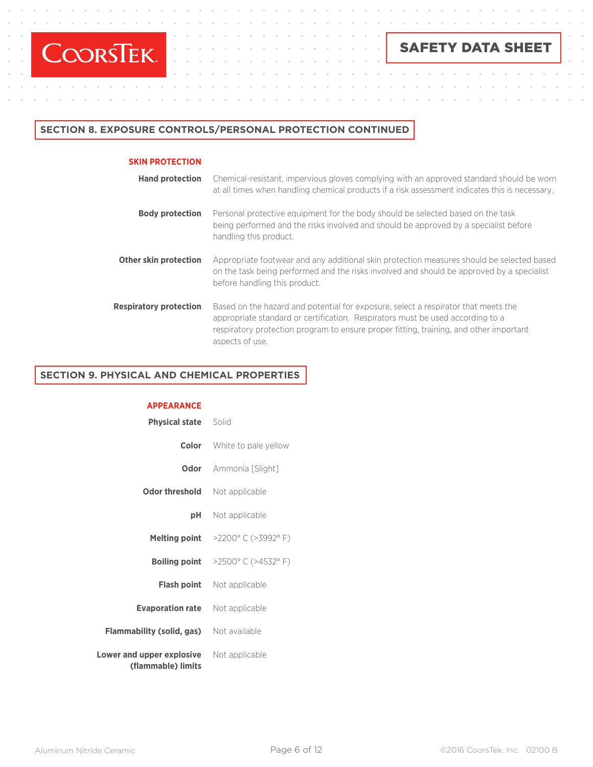## SECTION 8. EXPOSURE CONTROLS/PERSONAL PROTECTION CONTINUED

### SKIN PROTECTION

**Hand protection** Chemical-resistant, impervious gloves complying with an approved standard should be worn at all times when handling chemical products if a risk assessment indicates this is necessary.

**Body protection** Personal protective equipment for the body should be selected based on the task being performed and the risks involved and should be approved by a specialist before handling this product.

**Other skin protection** Appropriate footwear and any additional skin protection measures should be selected based on the task being performed and the risks involved and should be approved by a specialist before handling this product.

**Respiratory protection** Based on the hazard and potential for exposure, select a respirator that meets the appropriate standard or certification. Respirators must be used according to a respiratory protection program to ensure proper fitting, training, and other important aspects of use.

## SECTION 9. PHYSICAL AND CHEMICAL PROPERTIES

### APPEARANCE

**Physical state** Solid

**Color** White to pale yellow

**Odor** Ammonia [Slight]

**Odor threshold** Not applicable

**pH** Not applicable

**Melting point** >2200° C (>3992° F)

**Boiling point** >2500° C (>4532° F)

**Flash point** Not applicable

**Evaporation rate** Not applicable

**Flammability (solid, gas)** Not available

**Lower and upper explosive (flammable) limits** Not applicable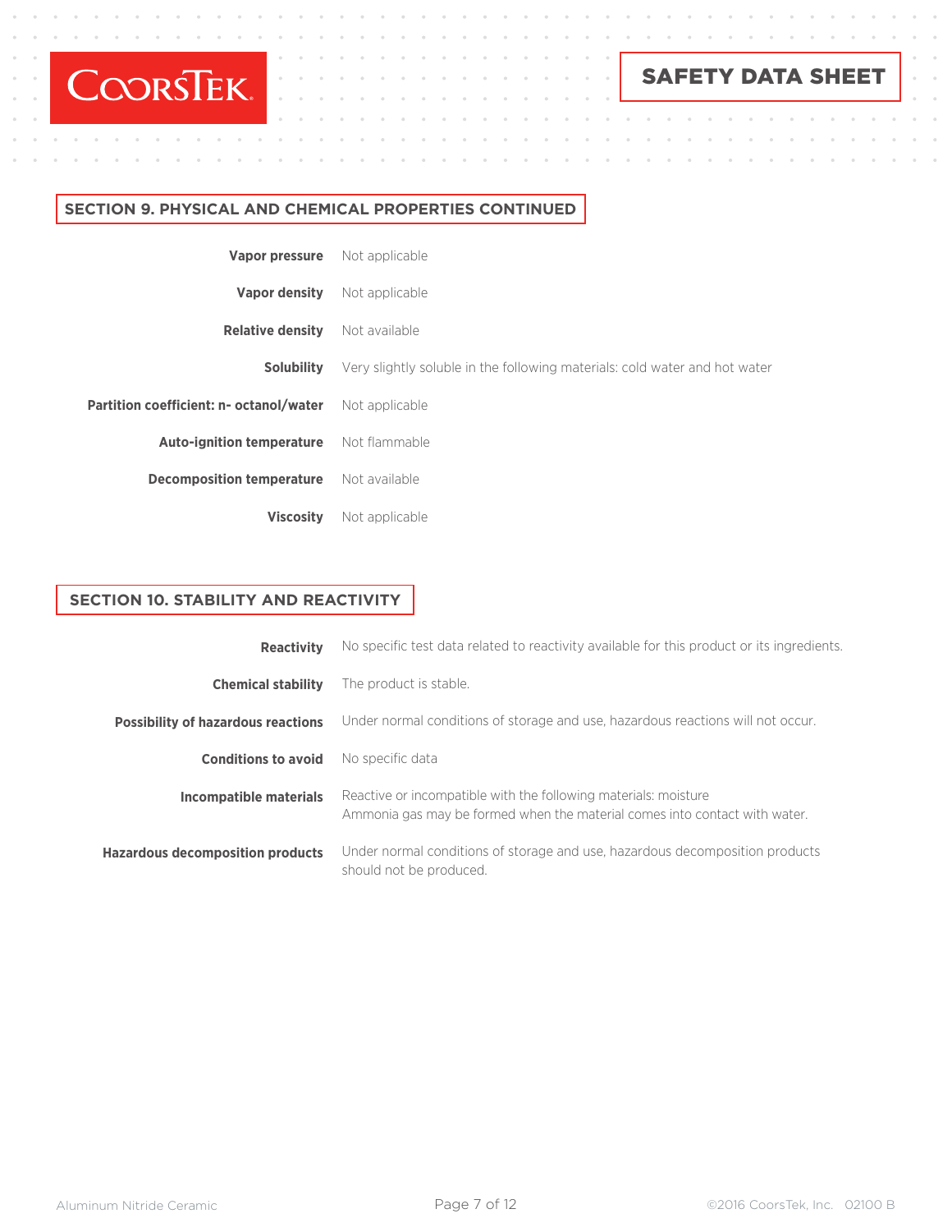## SECTION 9. PHYSICAL AND CHEMICAL PROPERTIES CONTINUED

| | |
|---|---|
| **Vapor pressure** | Not applicable |
| **Vapor density** | Not applicable |
| **Relative density** | Not available |
| **Solubility** | Very slightly soluble in the following materials: cold water and hot water |
| **Partition coefficient: n- octanol/water** | Not applicable |
| **Auto-ignition temperature** | Not flammable |
| **Decomposition temperature** | Not available |
| **Viscosity** | Not applicable |

## SECTION 10. STABILITY AND REACTIVITY

| | |
|---|---|
| **Reactivity** | No specific test data related to reactivity available for this product or its ingredients. |
| **Chemical stability** | The product is stable. |
| **Possibility of hazardous reactions** | Under normal conditions of storage and use, hazardous reactions will not occur. |
| **Conditions to avoid** | No specific data |
| **Incompatible materials** | Reactive or incompatible with the following materials: moisture<br>Ammonia gas may be formed when the material comes into contact with water. |
| **Hazardous decomposition products** | Under normal conditions of storage and use, hazardous decomposition products should not be produced. |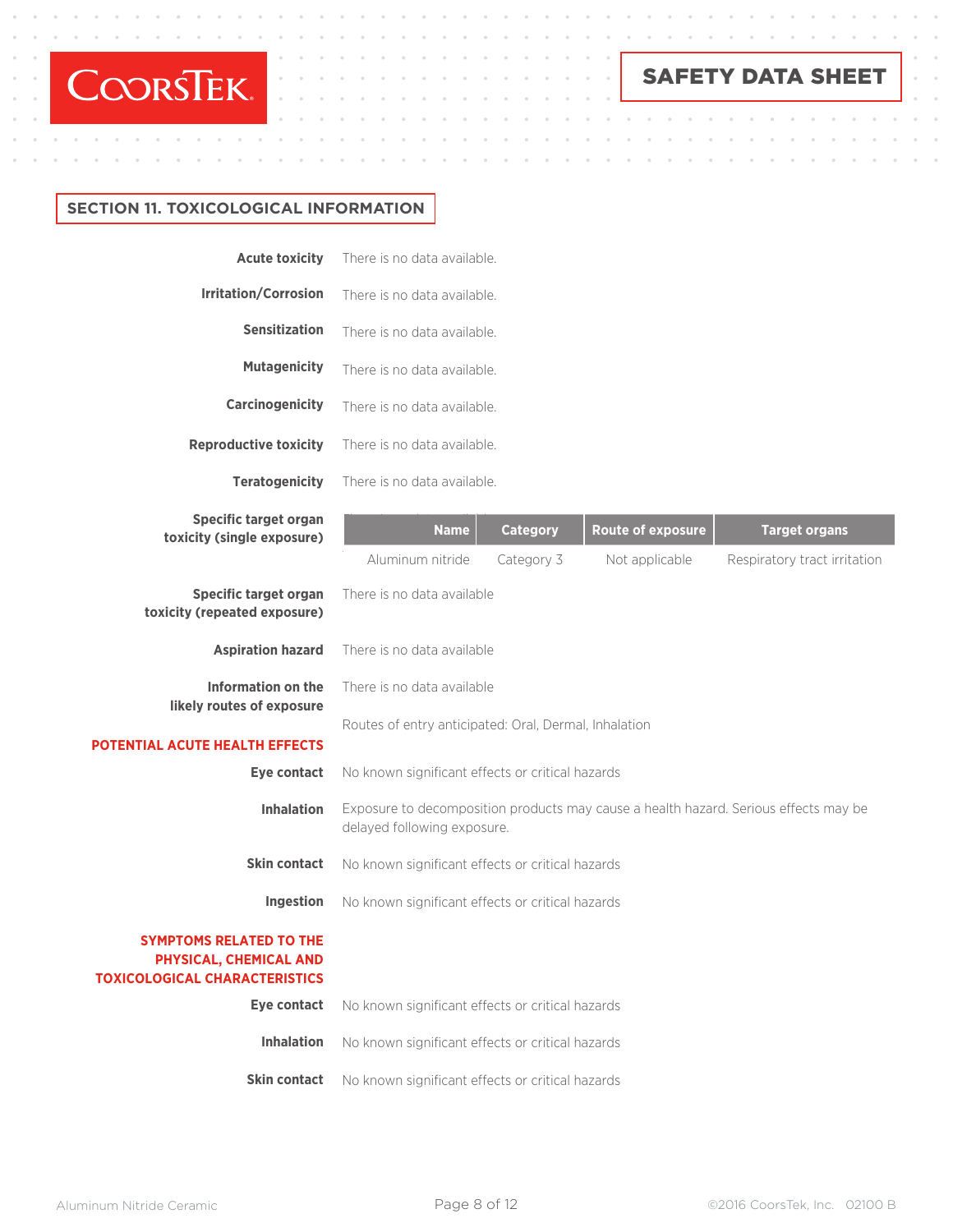## SECTION 11. TOXICOLOGICAL INFORMATION

**Acute toxicity** There is no data available.

**Irritation/Corrosion** There is no data available.

**Sensitization** There is no data available.

**Mutagenicity** There is no data available.

**Carcinogenicity** There is no data available.

**Reproductive toxicity** There is no data available.

**Teratogenicity** There is no data available.

**Specific target organ toxicity (single exposure)**

| Name | Category | Route of exposure | Target organs |
|---|---|---|---|
| Aluminum nitride | Category 3 | Not applicable | Respiratory tract irritation |

**Specific target organ toxicity (repeated exposure)** There is no data available

**Aspiration hazard** There is no data available

**Information on the likely routes of exposure** There is no data available

Routes of entry anticipated: Oral, Dermal, Inhalation

**POTENTIAL ACUTE HEALTH EFFECTS**

**Eye contact** No known significant effects or critical hazards

**Inhalation** Exposure to decomposition products may cause a health hazard. Serious effects may be delayed following exposure.

**Skin contact** No known significant effects or critical hazards

**Ingestion** No known significant effects or critical hazards

**SYMPTOMS RELATED TO THE PHYSICAL, CHEMICAL AND TOXICOLOGICAL CHARACTERISTICS**

**Eye contact** No known significant effects or critical hazards

**Inhalation** No known significant effects or critical hazards

**Skin contact** No known significant effects or critical hazards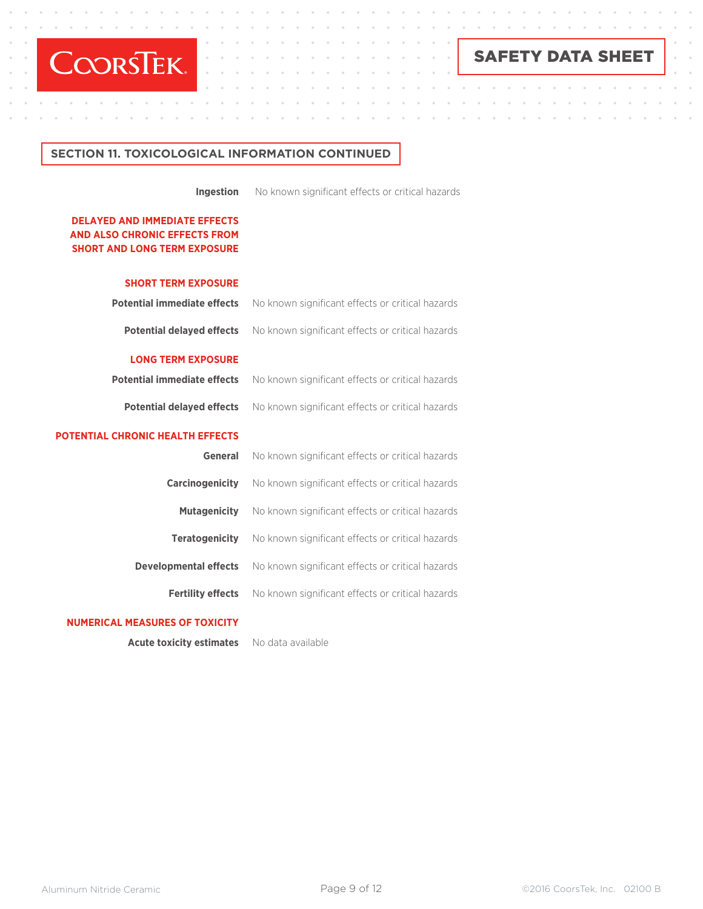## SECTION 11. TOXICOLOGICAL INFORMATION CONTINUED

**Ingestion** No known significant effects or critical hazards

### DELAYED AND IMMEDIATE EFFECTS AND ALSO CHRONIC EFFECTS FROM SHORT AND LONG TERM EXPOSURE

#### SHORT TERM EXPOSURE

**Potential immediate effects** No known significant effects or critical hazards

**Potential delayed effects** No known significant effects or critical hazards

#### LONG TERM EXPOSURE

**Potential immediate effects** No known significant effects or critical hazards

**Potential delayed effects** No known significant effects or critical hazards

### POTENTIAL CHRONIC HEALTH EFFECTS

**General** No known significant effects or critical hazards

**Carcinogenicity** No known significant effects or critical hazards

**Mutagenicity** No known significant effects or critical hazards

**Teratogenicity** No known significant effects or critical hazards

**Developmental effects** No known significant effects or critical hazards

**Fertility effects** No known significant effects or critical hazards

### NUMERICAL MEASURES OF TOXICITY

**Acute toxicity estimates** No data available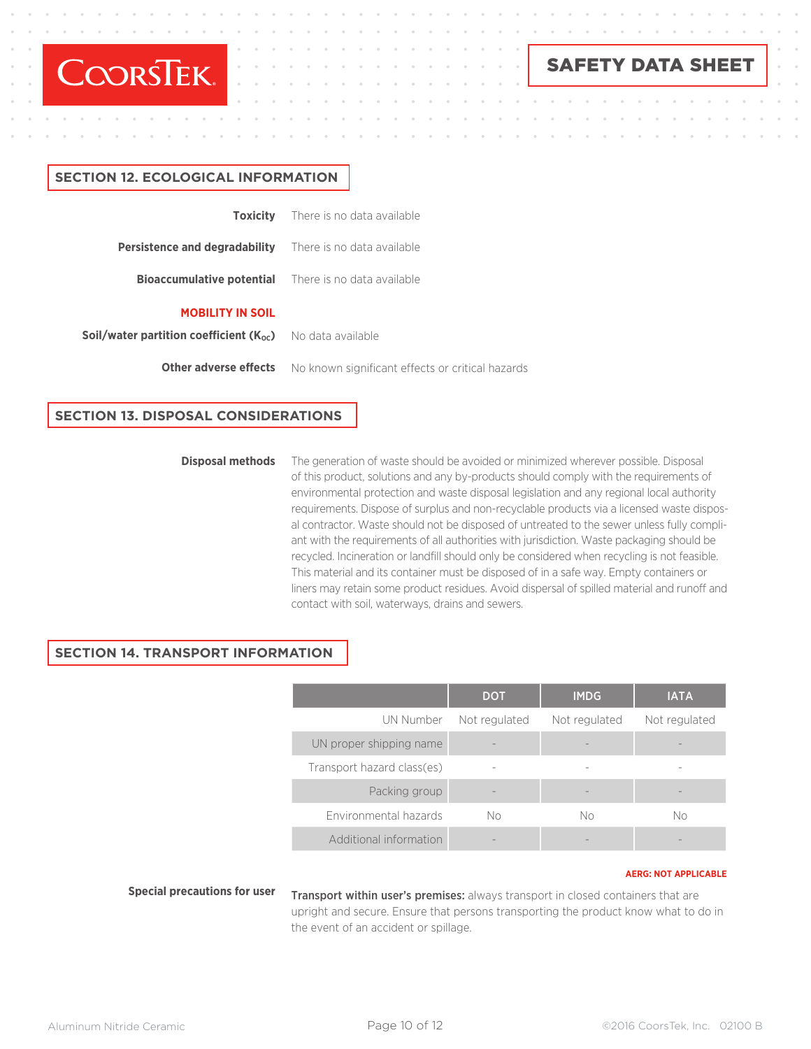## SECTION 12. ECOLOGICAL INFORMATION

**Toxicity** There is no data available

**Persistence and degradability** There is no data available

**Bioaccumulative potential** There is no data available

### MOBILITY IN SOIL

**Soil/water partition coefficient ($K_{OC}$)** No data available

**Other adverse effects** No known significant effects or critical hazards

## SECTION 13. DISPOSAL CONSIDERATIONS

**Disposal methods** The generation of waste should be avoided or minimized wherever possible. Disposal of this product, solutions and any by-products should comply with the requirements of environmental protection and waste disposal legislation and any regional local authority requirements. Dispose of surplus and non-recyclable products via a licensed waste disposal contractor. Waste should not be disposed of untreated to the sewer unless fully compliant with the requirements of all authorities with jurisdiction. Waste packaging should be recycled. Incineration or landfill should only be considered when recycling is not feasible. This material and its container must be disposed of in a safe way. Empty containers or liners may retain some product residues. Avoid dispersal of spilled material and runoff and contact with soil, waterways, drains and sewers.

## SECTION 14. TRANSPORT INFORMATION

| | DOT | IMDG | IATA |
|---|---|---|---|
| UN Number | Not regulated | Not regulated | Not regulated |
| UN proper shipping name | - | - | - |
| Transport hazard class(es) | - | - | - |
| Packing group | - | - | - |
| Environmental hazards | No | No | No |
| Additional information | - | - | - |

**AERG: NOT APPLICABLE**

**Special precautions for user** **Transport within user's premises:** always transport in closed containers that are upright and secure. Ensure that persons transporting the product know what to do in the event of an accident or spillage.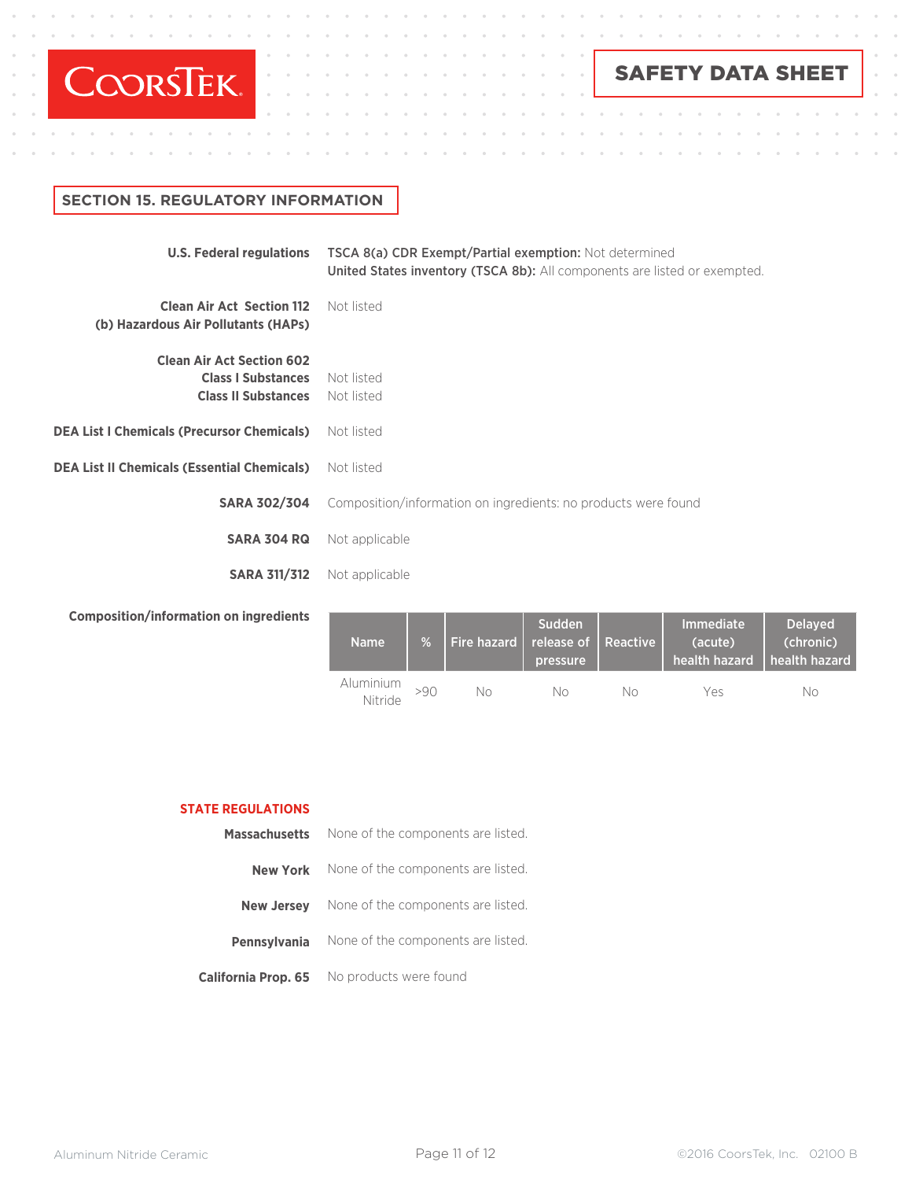## SECTION 15. REGULATORY INFORMATION

**U.S. Federal regulations**
**TSCA 8(a) CDR Exempt/Partial exemption:** Not determined
**United States inventory (TSCA 8b):** All components are listed or exempted.

**Clean Air Act Section 112 (b) Hazardous Air Pollutants (HAPs)**
Not listed

**Clean Air Act Section 602**
**Class I Substances** Not listed
**Class II Substances** Not listed

**DEA List I Chemicals (Precursor Chemicals)** Not listed

**DEA List II Chemicals (Essential Chemicals)** Not listed

**SARA 302/304** Composition/information on ingredients: no products were found

**SARA 304 RQ** Not applicable

**SARA 311/312** Not applicable

**Composition/information on ingredients**

| Name | % | Fire hazard | Sudden release of pressure | Reactive | Immediate (acute) health hazard | Delayed (chronic) health hazard |
|---|---|---|---|---|---|---|
| Aluminium Nitride | >90 | No | No | No | Yes | No |

**STATE REGULATIONS**

**Massachusetts** None of the components are listed.

**New York** None of the components are listed.

**New Jersey** None of the components are listed.

**Pennsylvania** None of the components are listed.

**California Prop. 65** No products were found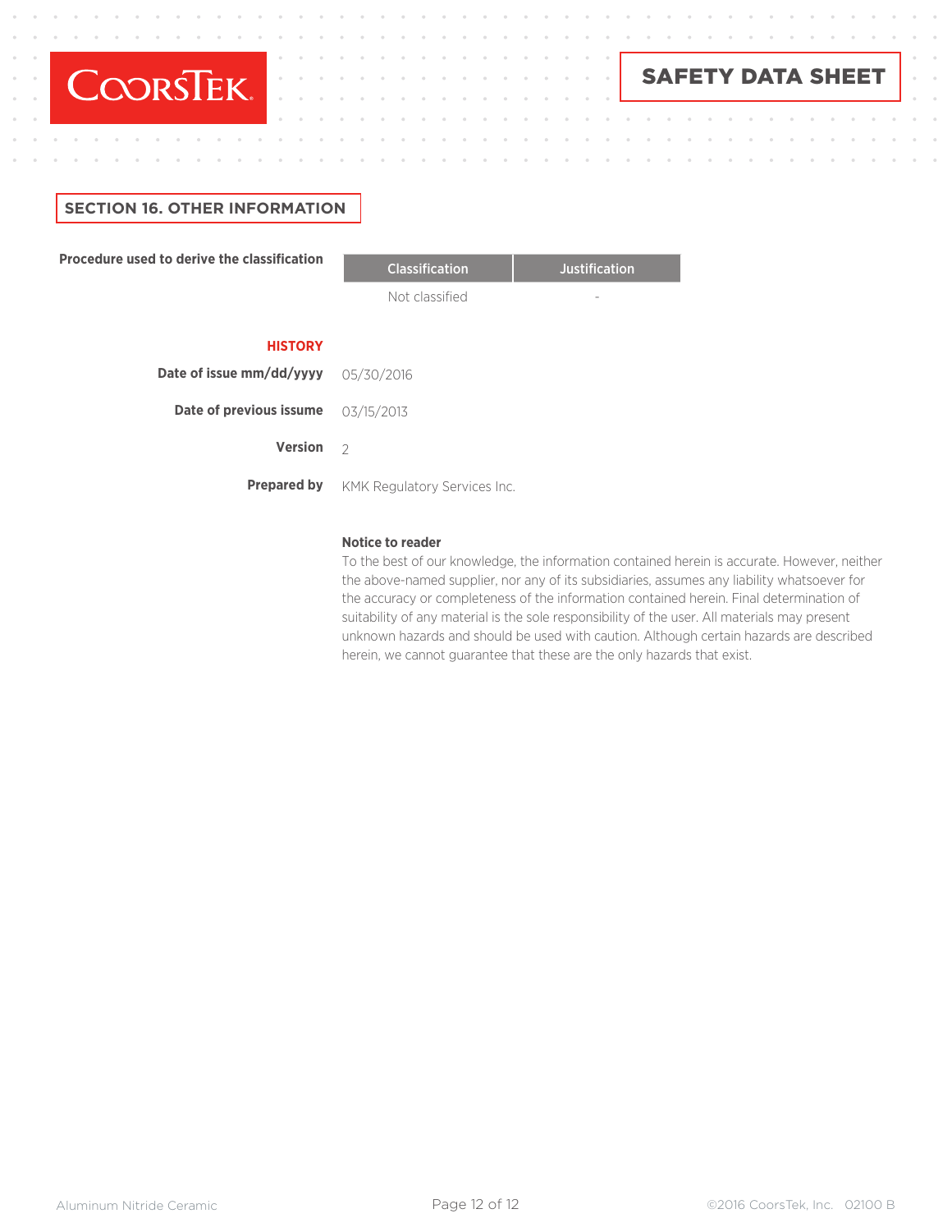## SECTION 16. OTHER INFORMATION

**Procedure used to derive the classification**

| Classification | Justification |
| --- | --- |
| Not classified | - |

### HISTORY

**Date of issue mm/dd/yyyy** 05/30/2016

**Date of previous issume** 03/15/2013

**Version** 2

**Prepared by** KMK Regulatory Services Inc.

**Notice to reader**

To the best of our knowledge, the information contained herein is accurate. However, neither the above-named supplier, nor any of its subsidiaries, assumes any liability whatsoever for the accuracy or completeness of the information contained herein. Final determination of suitability of any material is the sole responsibility of the user. All materials may present unknown hazards and should be used with caution. Although certain hazards are described herein, we cannot guarantee that these are the only hazards that exist.